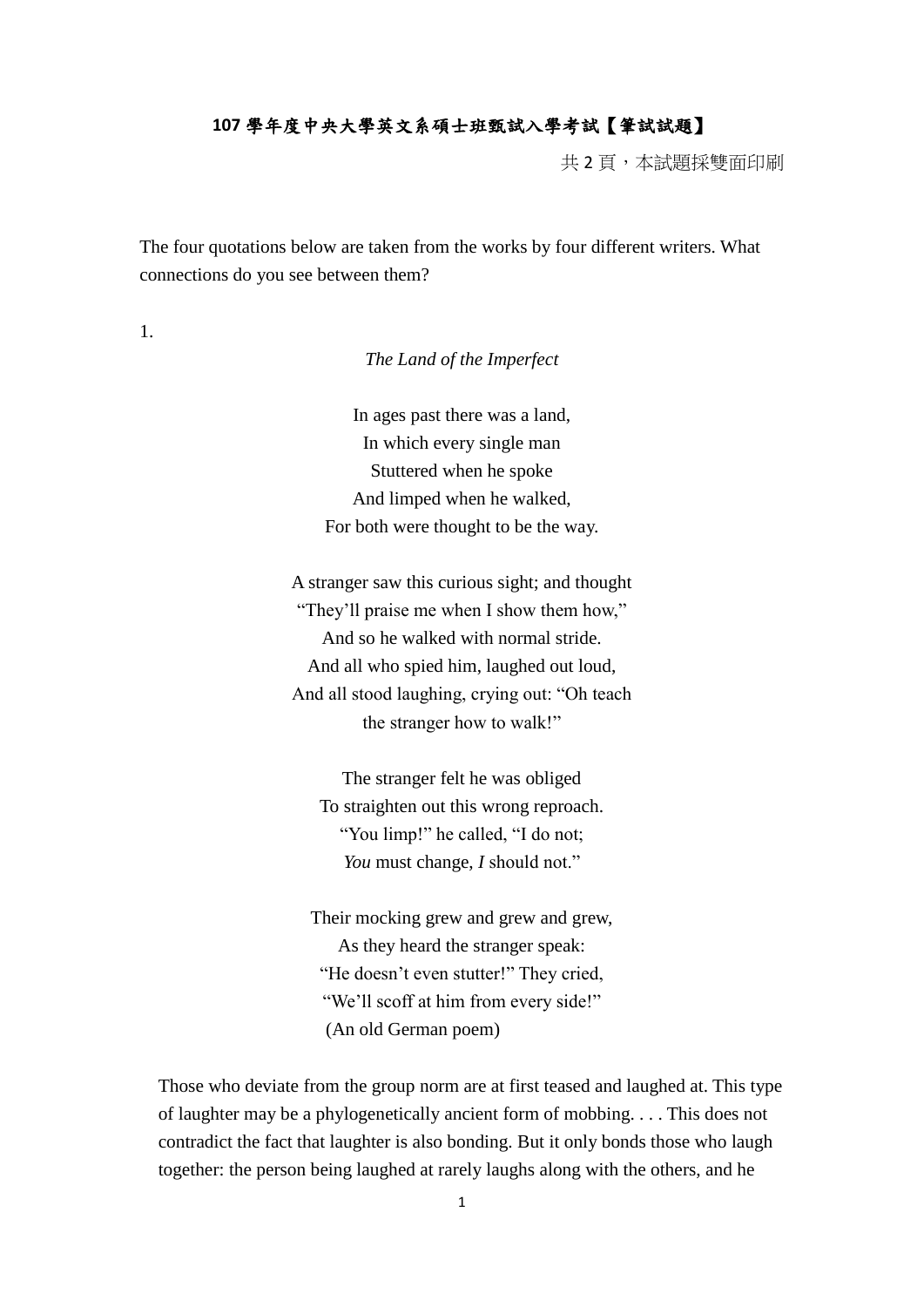**107 學年度中央大學英文系碩士班甄試入學考試【筆試試題】**

共 2 頁，本試題採雙面印刷

The four quotations below are taken from the works by four different writers. What connections do you see between them?

1.

*The Land of the Imperfect*

In ages past there was a land,  
In which every single man  
Stuttered when he spoke  
And limped when he walked,  
For both were thought to be the way.

A stranger saw this curious sight; and thought  
"They'll praise me when I show them how,"  
And so he walked with normal stride.  
And all who spied him, laughed out loud,  
And all stood laughing, crying out: "Oh teach  
the stranger how to walk!"

The stranger felt he was obliged  
To straighten out this wrong reproach.  
"You limp!" he called, "I do not;  
*You* must change, *I* should not."

Their mocking grew and grew and grew,  
As they heard the stranger speak:  
"He doesn't even stutter!" They cried,  
"We'll scoff at him from every side!"  
(An old German poem)

Those who deviate from the group norm are at first teased and laughed at. This type of laughter may be a phylogenetically ancient form of mobbing. . . . This does not contradict the fact that laughter is also bonding. But it only bonds those who laugh together: the person being laughed at rarely laughs along with the others, and he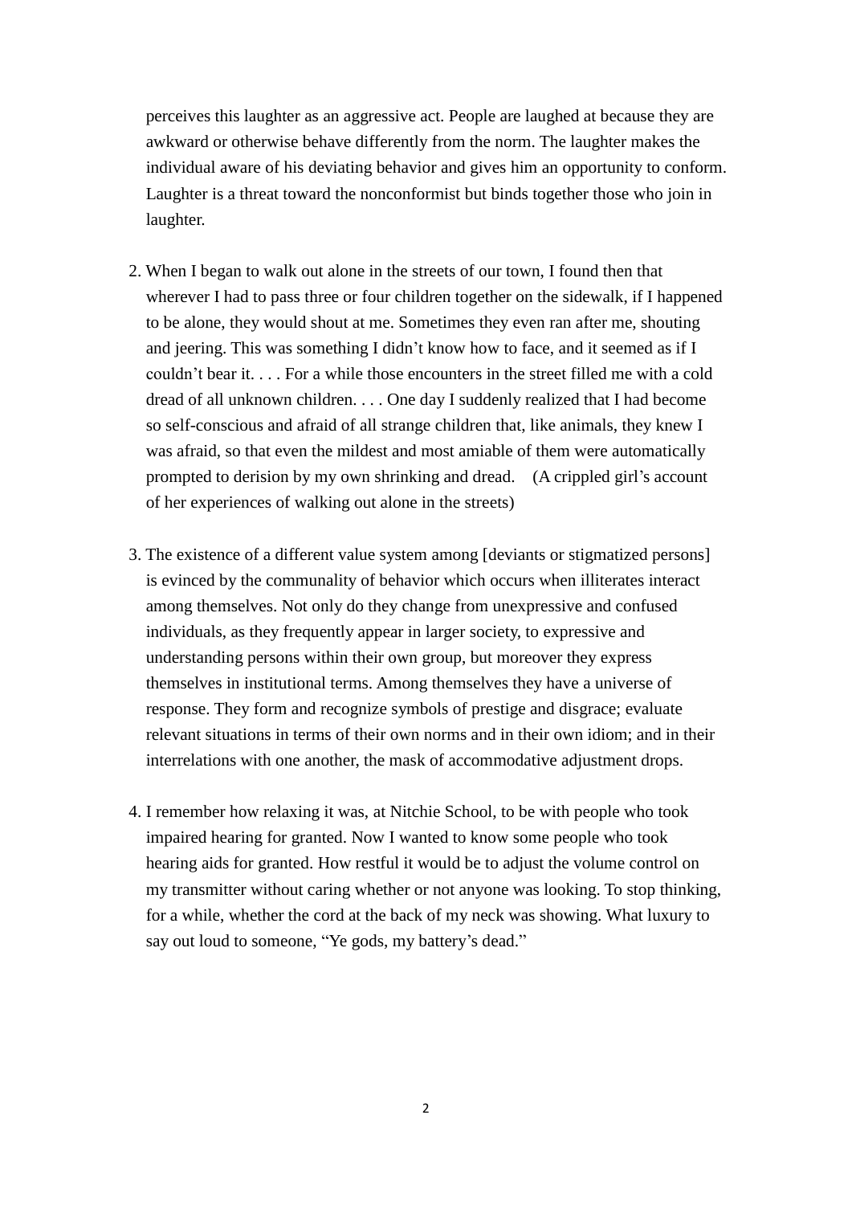perceives this laughter as an aggressive act. People are laughed at because they are awkward or otherwise behave differently from the norm. The laughter makes the individual aware of his deviating behavior and gives him an opportunity to conform. Laughter is a threat toward the nonconformist but binds together those who join in laughter.

2. When I began to walk out alone in the streets of our town, I found then that wherever I had to pass three or four children together on the sidewalk, if I happened to be alone, they would shout at me. Sometimes they even ran after me, shouting and jeering. This was something I didn't know how to face, and it seemed as if I couldn't bear it. . . . For a while those encounters in the street filled me with a cold dread of all unknown children. . . . One day I suddenly realized that I had become so self-conscious and afraid of all strange children that, like animals, they knew I was afraid, so that even the mildest and most amiable of them were automatically prompted to derision by my own shrinking and dread. (A crippled girl's account of her experiences of walking out alone in the streets)

3. The existence of a different value system among [deviants or stigmatized persons] is evinced by the communality of behavior which occurs when illiterates interact among themselves. Not only do they change from unexpressive and confused individuals, as they frequently appear in larger society, to expressive and understanding persons within their own group, but moreover they express themselves in institutional terms. Among themselves they have a universe of response. They form and recognize symbols of prestige and disgrace; evaluate relevant situations in terms of their own norms and in their own idiom; and in their interrelations with one another, the mask of accommodative adjustment drops.

4. I remember how relaxing it was, at Nitchie School, to be with people who took impaired hearing for granted. Now I wanted to know some people who took hearing aids for granted. How restful it would be to adjust the volume control on my transmitter without caring whether or not anyone was looking. To stop thinking, for a while, whether the cord at the back of my neck was showing. What luxury to say out loud to someone, "Ye gods, my battery's dead."